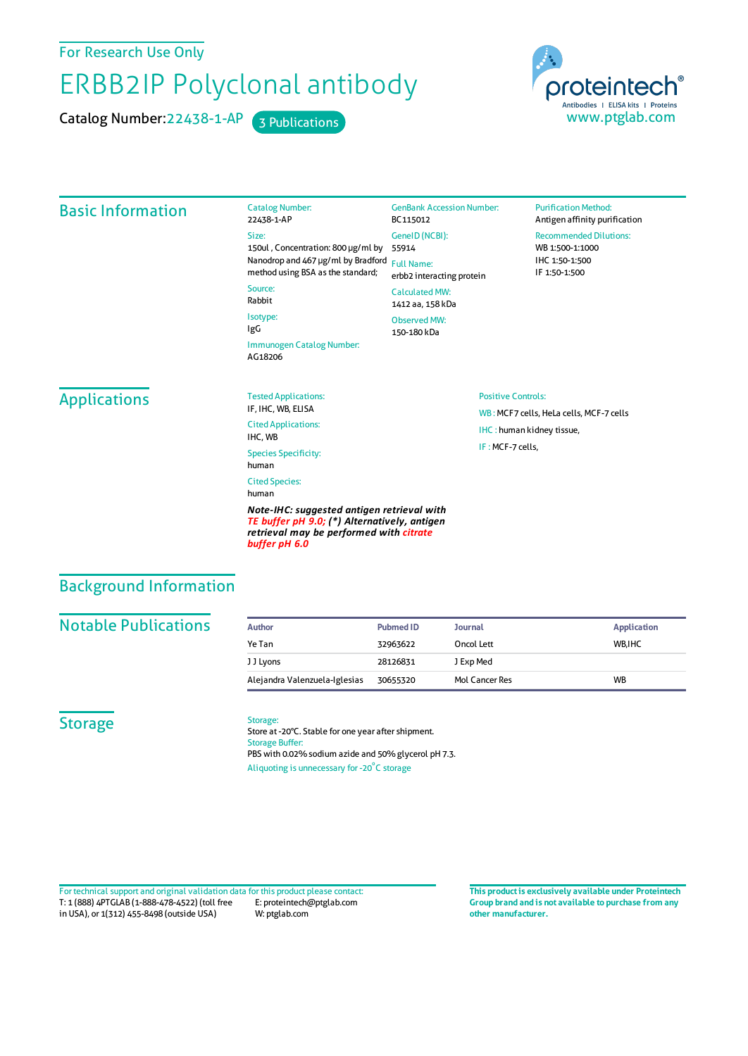For Research Use Only

# ERBB2IP Polyclonal antibody

Catalog Number: 22438-1-AP    3 Publications

proteintech®
Antibodies | ELISA kits | Proteins
www.ptglab.com

## Basic Information

Catalog Number:
22438-1-AP

Size:
150ul , Concentration: 800 μg/ml by Nanodrop and 467 μg/ml by Bradford method using BSA as the standard;

Source:
Rabbit

Isotype:
IgG

Immunogen Catalog Number:
AG18206

GenBank Accession Number:
BC115012

GeneID (NCBI):
55914

Full Name:
erbb2 interacting protein

Calculated MW:
1412 aa, 158 kDa

Observed MW:
150-180 kDa

Purification Method:
Antigen affinity purification

Recommended Dilutions:
WB 1:500-1:1000
IHC 1:50-1:500
IF 1:50-1:500

## Applications

Tested Applications:
IF, IHC, WB, ELISA

Cited Applications:
IHC, WB

Species Specificity:
human

Cited Species:
human

***Note-IHC: suggested antigen retrieval with TE buffer pH 9.0; (*) Alternatively, antigen retrieval may be performed with citrate buffer pH 6.0***

Positive Controls:

WB : MCF7 cells, HeLa cells, MCF-7 cells

IHC : human kidney tissue,

IF : MCF-7 cells,

## Background Information

## Notable Publications

| Author | Pubmed ID | Journal | Application |
|---|---|---|---|
| Ye Tan | 32963622 | Oncol Lett | WB,IHC |
| J J Lyons | 28126831 | J Exp Med | |
| Alejandra Valenzuela-Iglesias | 30655320 | Mol Cancer Res | WB |

## Storage

Storage:
Store at -20°C. Stable for one year after shipment.

Storage Buffer:
PBS with 0.02% sodium azide and 50% glycerol pH 7.3.

Aliquoting is unnecessary for -20°C storage

For technical support and original validation data for this product please contact:
T: 1 (888) 4PTGLAB (1-888-478-4522) (toll free in USA), or 1(312) 455-8498 (outside USA)
E: proteintech@ptglab.com
W: ptglab.com

**This product is exclusively available under Proteintech Group brand and is not available to purchase from any other manufacturer.**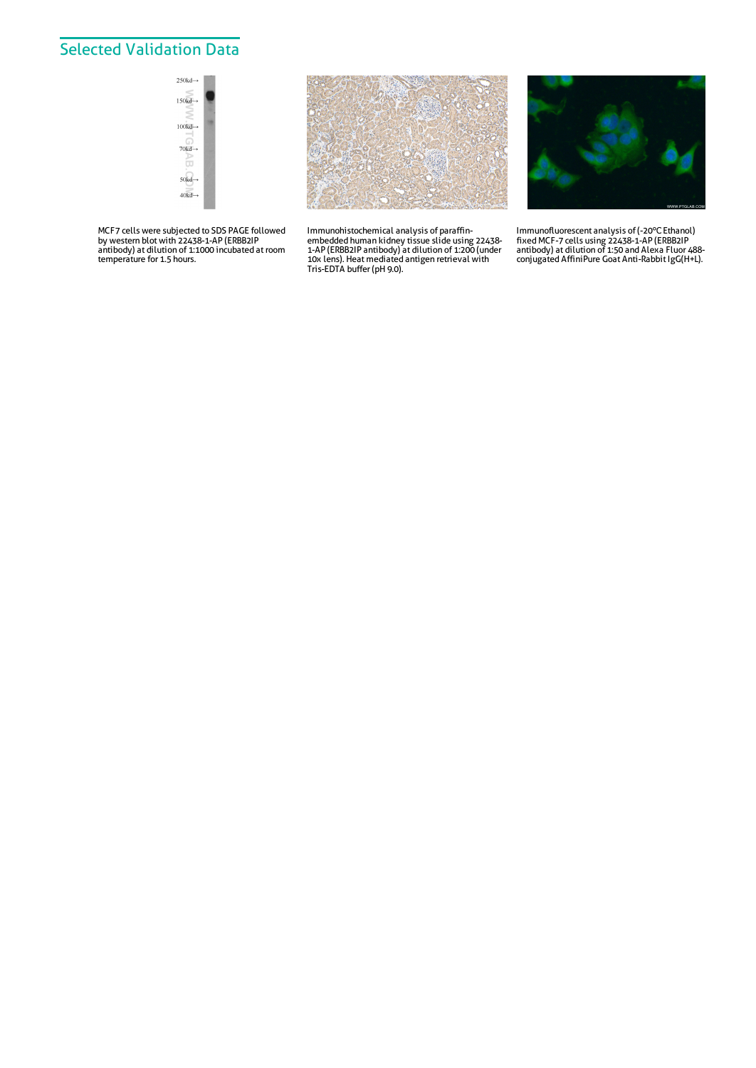## Selected Validation Data

250kd→
150kd→
100kd→
70kd→
50kd→
40kd→

MCF7 cells were subjected to SDS PAGE followed by western blot with 22438-1-AP (ERBB2IP antibody) at dilution of 1:1000 incubated at room temperature for 1.5 hours.

Immunohistochemical analysis of paraffin-embedded human kidney tissue slide using 22438-1-AP (ERBB2IP antibody) at dilution of 1:200 (under 10x lens). Heat mediated antigen retrieval with Tris-EDTA buffer (pH 9.0).

Immunofluorescent analysis of (-20°C Ethanol) fixed MCF-7 cells using 22438-1-AP (ERBB2IP antibody) at dilution of 1:50 and Alexa Fluor 488-conjugated AffiniPure Goat Anti-Rabbit IgG(H+L).